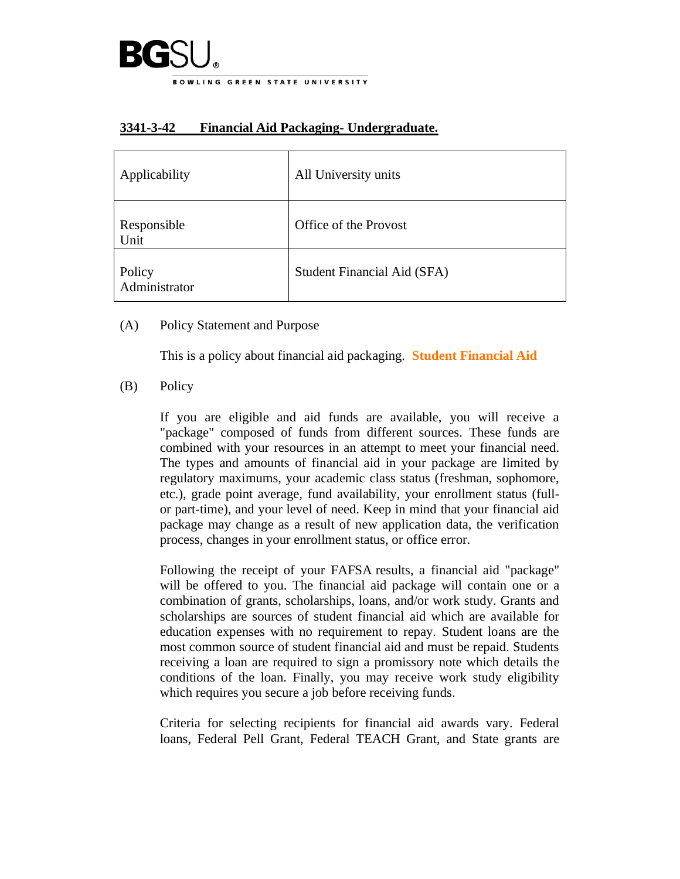BGSU®

BOWLING GREEN STATE UNIVERSITY

## 3341-3-42 Financial Aid Packaging- Undergraduate.

| Applicability | All University units |
|---|---|
| Responsible Unit | Office of the Provost |
| Policy Administrator | Student Financial Aid (SFA) |

(A) Policy Statement and Purpose

This is a policy about financial aid packaging. **Student Financial Aid**

(B) Policy

If you are eligible and aid funds are available, you will receive a "package" composed of funds from different sources. These funds are combined with your resources in an attempt to meet your financial need. The types and amounts of financial aid in your package are limited by regulatory maximums, your academic class status (freshman, sophomore, etc.), grade point average, fund availability, your enrollment status (full- or part-time), and your level of need. Keep in mind that your financial aid package may change as a result of new application data, the verification process, changes in your enrollment status, or office error.

Following the receipt of your FAFSA results, a financial aid "package" will be offered to you. The financial aid package will contain one or a combination of grants, scholarships, loans, and/or work study. Grants and scholarships are sources of student financial aid which are available for education expenses with no requirement to repay. Student loans are the most common source of student financial aid and must be repaid. Students receiving a loan are required to sign a promissory note which details the conditions of the loan. Finally, you may receive work study eligibility which requires you secure a job before receiving funds.

Criteria for selecting recipients for financial aid awards vary. Federal loans, Federal Pell Grant, Federal TEACH Grant, and State grants are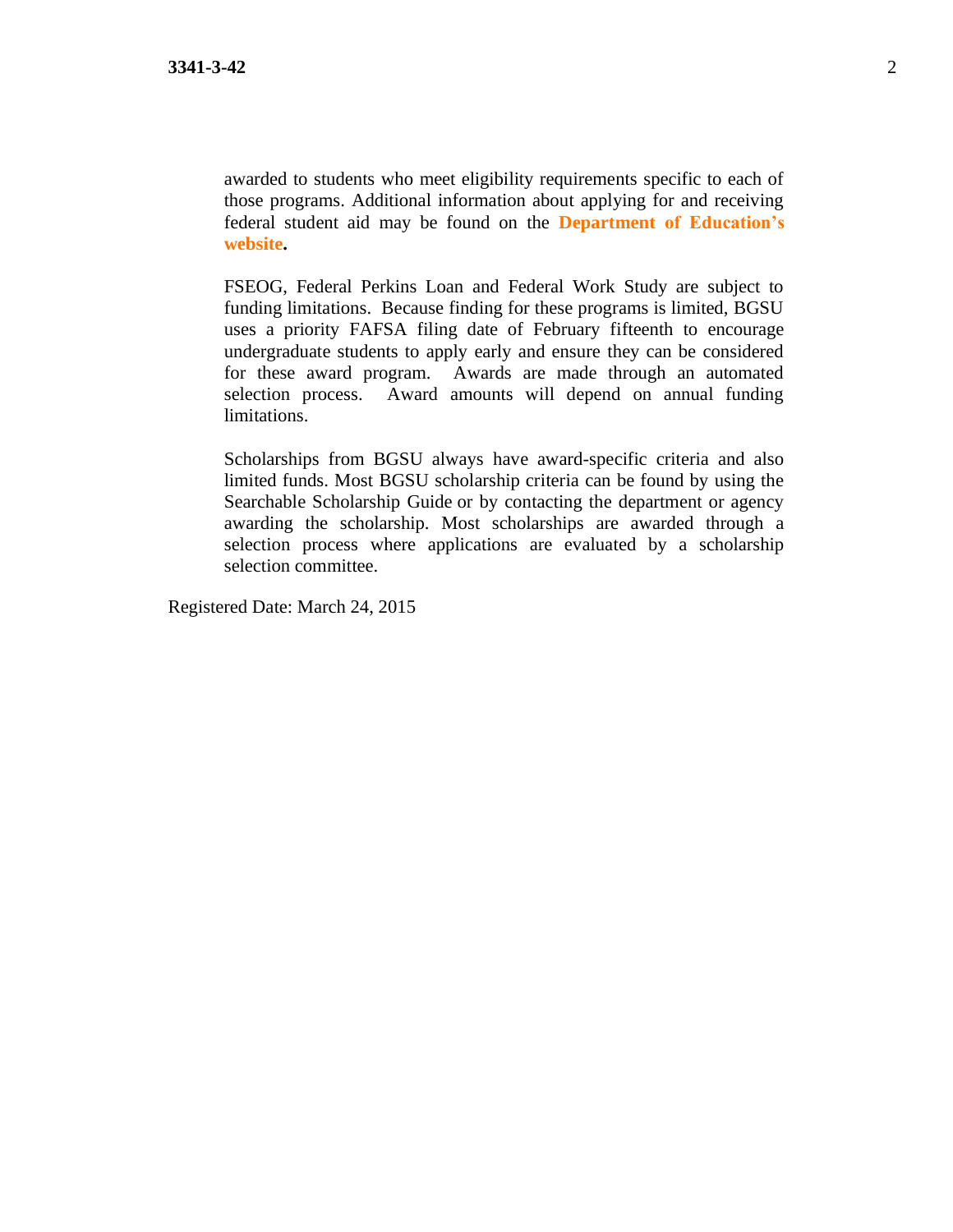awarded to students who meet eligibility requirements specific to each of those programs. Additional information about applying for and receiving federal student aid may be found on the **Department of Education's website.**

FSEOG, Federal Perkins Loan and Federal Work Study are subject to funding limitations. Because finding for these programs is limited, BGSU uses a priority FAFSA filing date of February fifteenth to encourage undergraduate students to apply early and ensure they can be considered for these award program. Awards are made through an automated selection process. Award amounts will depend on annual funding limitations.

Scholarships from BGSU always have award-specific criteria and also limited funds. Most BGSU scholarship criteria can be found by using the Searchable Scholarship Guide or by contacting the department or agency awarding the scholarship. Most scholarships are awarded through a selection process where applications are evaluated by a scholarship selection committee.

Registered Date: March 24, 2015